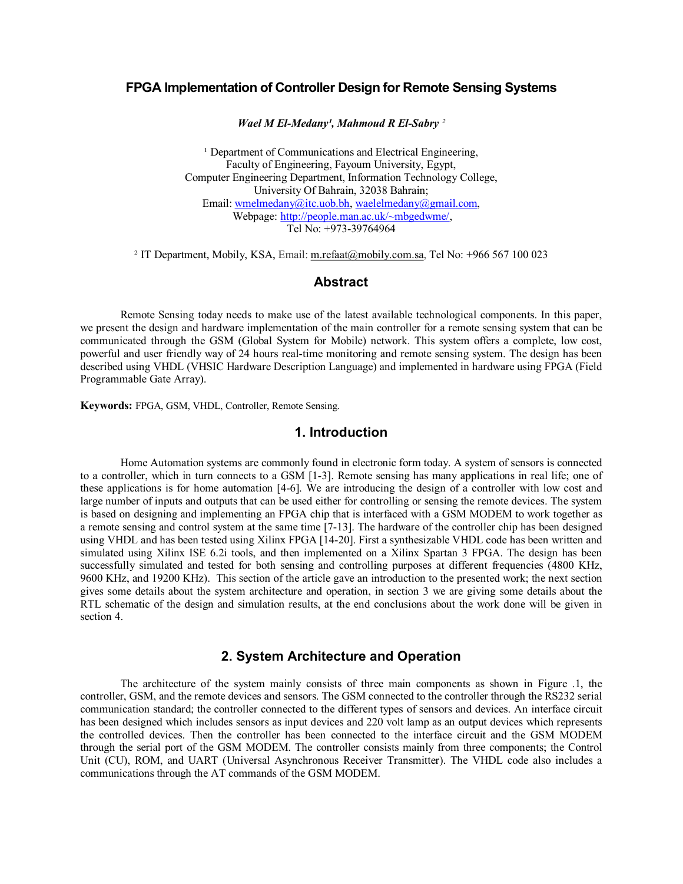# FPGA Implementation of Controller Design for Remote Sensing Systems

***Wael M El-Medany[1], Mahmoud R El-Sabry [2]***

[1] Department of Communications and Electrical Engineering,
Faculty of Engineering, Fayoum University, Egypt,
Computer Engineering Department, Information Technology College,
University Of Bahrain, 32038 Bahrain;
Email: wmelmedany@itc.uob.bh, waelelmedany@gmail.com,
Webpage: http://people.man.ac.uk/~mbgedwme/,
Tel No: +973-39764964

[2] IT Department, Mobily, KSA, Email: m.refaat@mobily.com.sa, Tel No: +966 567 100 023

## Abstract

Remote Sensing today needs to make use of the latest available technological components. In this paper, we present the design and hardware implementation of the main controller for a remote sensing system that can be communicated through the GSM (Global System for Mobile) network. This system offers a complete, low cost, powerful and user friendly way of 24 hours real-time monitoring and remote sensing system. The design has been described using VHDL (VHSIC Hardware Description Language) and implemented in hardware using FPGA (Field Programmable Gate Array).

**Keywords:** FPGA, GSM, VHDL, Controller, Remote Sensing.

## 1. Introduction

Home Automation systems are commonly found in electronic form today. A system of sensors is connected to a controller, which in turn connects to a GSM [1-3]. Remote sensing has many applications in real life; one of these applications is for home automation [4-6]. We are introducing the design of a controller with low cost and large number of inputs and outputs that can be used either for controlling or sensing the remote devices. The system is based on designing and implementing an FPGA chip that is interfaced with a GSM MODEM to work together as a remote sensing and control system at the same time [7-13]. The hardware of the controller chip has been designed using VHDL and has been tested using Xilinx FPGA [14-20]. First a synthesizable VHDL code has been written and simulated using Xilinx ISE 6.2i tools, and then implemented on a Xilinx Spartan 3 FPGA. The design has been successfully simulated and tested for both sensing and controlling purposes at different frequencies (4800 KHz, 9600 KHz, and 19200 KHz). This section of the article gave an introduction to the presented work; the next section gives some details about the system architecture and operation, in section 3 we are giving some details about the RTL schematic of the design and simulation results, at the end conclusions about the work done will be given in section 4.

## 2. System Architecture and Operation

The architecture of the system mainly consists of three main components as shown in Figure .1, the controller, GSM, and the remote devices and sensors. The GSM connected to the controller through the RS232 serial communication standard; the controller connected to the different types of sensors and devices. An interface circuit has been designed which includes sensors as input devices and 220 volt lamp as an output devices which represents the controlled devices. Then the controller has been connected to the interface circuit and the GSM MODEM through the serial port of the GSM MODEM. The controller consists mainly from three components; the Control Unit (CU), ROM, and UART (Universal Asynchronous Receiver Transmitter). The VHDL code also includes a communications through the AT commands of the GSM MODEM.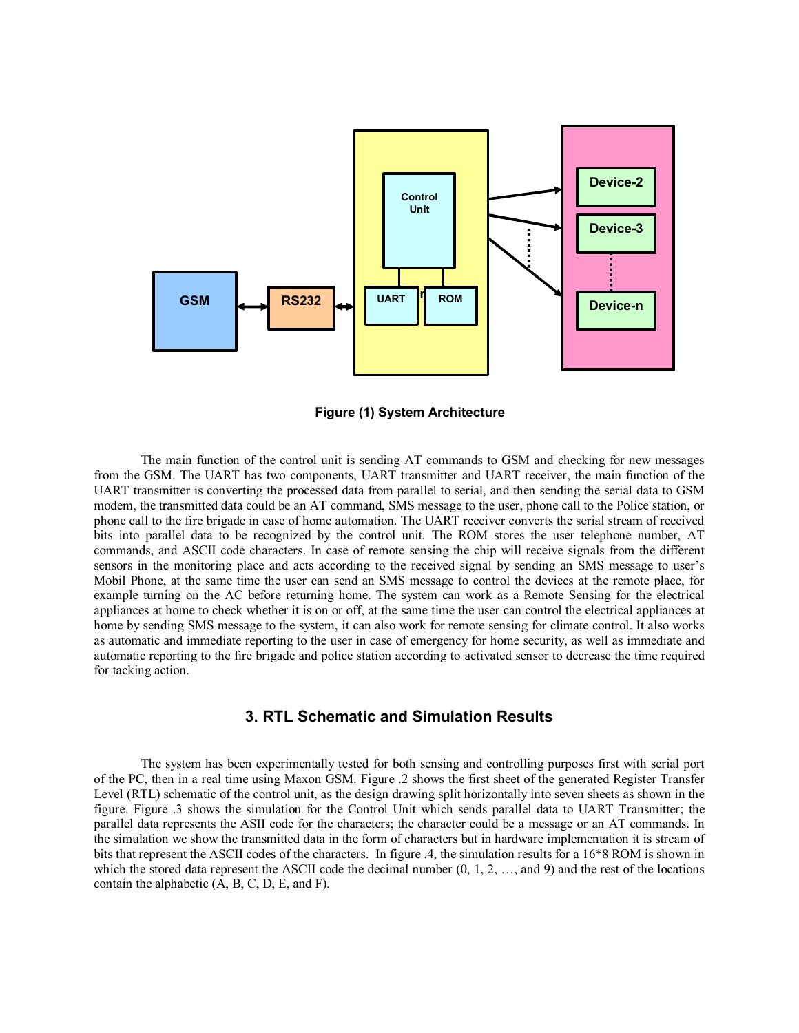Figure (1) System Architecture

The main function of the control unit is sending AT commands to GSM and checking for new messages from the GSM. The UART has two components, UART transmitter and UART receiver, the main function of the UART transmitter is converting the processed data from parallel to serial, and then sending the serial data to GSM modem, the transmitted data could be an AT command, SMS message to the user, phone call to the Police station, or phone call to the fire brigade in case of home automation. The UART receiver converts the serial stream of received bits into parallel data to be recognized by the control unit. The ROM stores the user telephone number, AT commands, and ASCII code characters. In case of remote sensing the chip will receive signals from the different sensors in the monitoring place and acts according to the received signal by sending an SMS message to user's Mobil Phone, at the same time the user can send an SMS message to control the devices at the remote place, for example turning on the AC before returning home. The system can work as a Remote Sensing for the electrical appliances at home to check whether it is on or off, at the same time the user can control the electrical appliances at home by sending SMS message to the system, it can also work for remote sensing for climate control. It also works as automatic and immediate reporting to the user in case of emergency for home security, as well as immediate and automatic reporting to the fire brigade and police station according to activated sensor to decrease the time required for tacking action.

## 3. RTL Schematic and Simulation Results

The system has been experimentally tested for both sensing and controlling purposes first with serial port of the PC, then in a real time using Maxon GSM. Figure .2 shows the first sheet of the generated Register Transfer Level (RTL) schematic of the control unit, as the design drawing split horizontally into seven sheets as shown in the figure. Figure .3 shows the simulation for the Control Unit which sends parallel data to UART Transmitter; the parallel data represents the ASII code for the characters; the character could be a message or an AT commands. In the simulation we show the transmitted data in the form of characters but in hardware implementation it is stream of bits that represent the ASCII codes of the characters. In figure .4, the simulation results for a 16*8 ROM is shown in which the stored data represent the ASCII code the decimal number (0, 1, 2, …, and 9) and the rest of the locations contain the alphabetic (A, B, C, D, E, and F).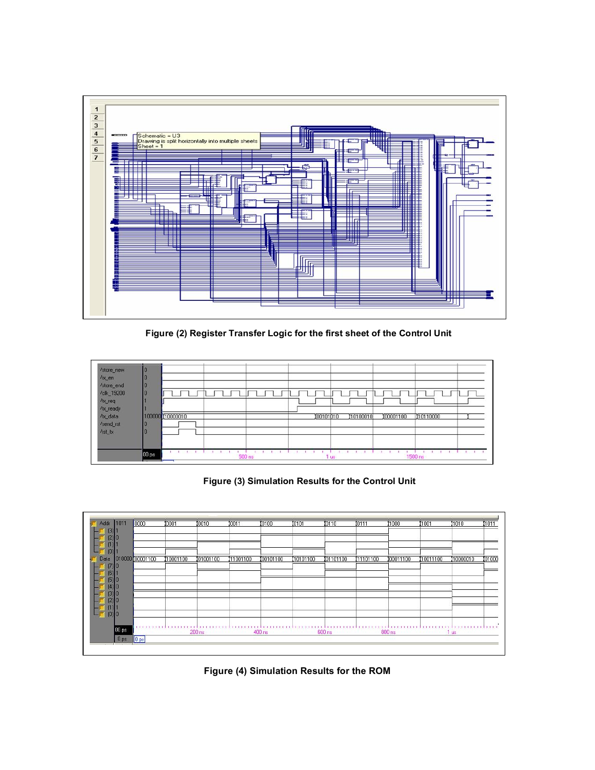Figure (2) Register Transfer Logic for the first sheet of the Control Unit

Figure (3) Simulation Results for the Control Unit

Figure (4) Simulation Results for the ROM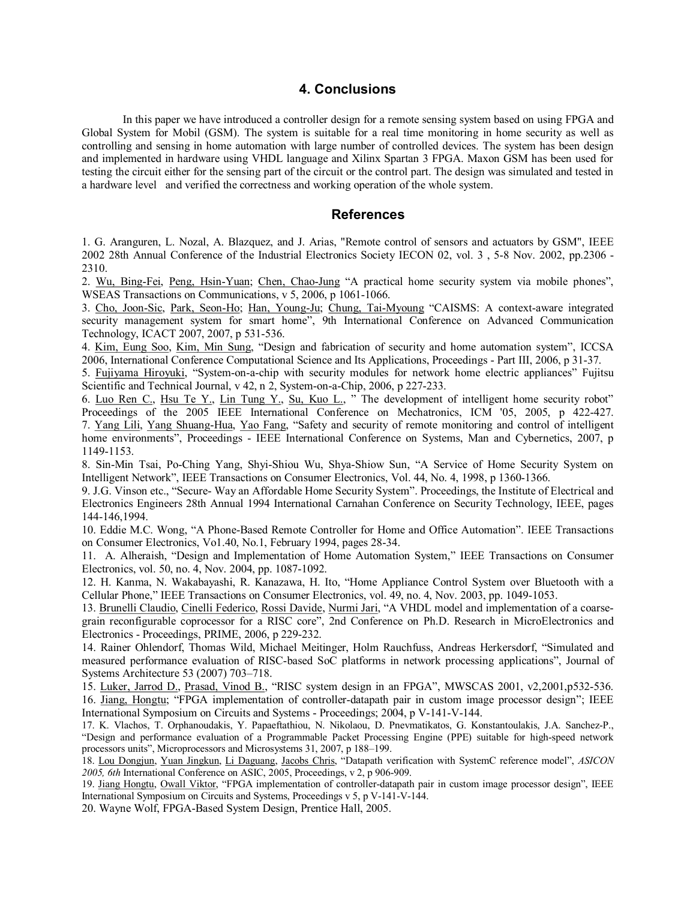## 4. Conclusions

In this paper we have introduced a controller design for a remote sensing system based on using FPGA and Global System for Mobil (GSM). The system is suitable for a real time monitoring in home security as well as controlling and sensing in home automation with large number of controlled devices. The system has been design and implemented in hardware using VHDL language and Xilinx Spartan 3 FPGA. Maxon GSM has been used for testing the circuit either for the sensing part of the circuit or the control part. The design was simulated and tested in a hardware level and verified the correctness and working operation of the whole system.

## References

1. G. Aranguren, L. Nozal, A. Blazquez, and J. Arias, "Remote control of sensors and actuators by GSM", IEEE 2002 28th Annual Conference of the Industrial Electronics Society IECON 02, vol. 3 , 5-8 Nov. 2002, pp.2306 - 2310.
2. Wu, Bing-Fei, Peng, Hsin-Yuan; Chen, Chao-Jung "A practical home security system via mobile phones", WSEAS Transactions on Communications, v 5, 2006, p 1061-1066.
3. Cho, Joon-Sic, Park, Seon-Ho; Han, Young-Ju; Chung, Tai-Myoung "CAISMS: A context-aware integrated security management system for smart home", 9th International Conference on Advanced Communication Technology, ICACT 2007, 2007, p 531-536.
4. Kim, Eung Soo, Kim, Min Sung, "Design and fabrication of security and home automation system", ICCSA 2006, International Conference Computational Science and Its Applications, Proceedings - Part III, 2006, p 31-37.
5. Fujiyama Hiroyuki, "System-on-a-chip with security modules for network home electric appliances" Fujitsu Scientific and Technical Journal, v 42, n 2, System-on-a-Chip, 2006, p 227-233.
6. Luo Ren C., Hsu Te Y., Lin Tung Y., Su, Kuo L., " The development of intelligent home security robot" Proceedings of the 2005 IEEE International Conference on Mechatronics, ICM '05, 2005, p 422-427.
7. Yang Lili, Yang Shuang-Hua, Yao Fang, "Safety and security of remote monitoring and control of intelligent home environments", Proceedings - IEEE International Conference on Systems, Man and Cybernetics, 2007, p 1149-1153.
8. Sin-Min Tsai, Po-Ching Yang, Shyi-Shiou Wu, Shya-Shiow Sun, "A Service of Home Security System on Intelligent Network", IEEE Transactions on Consumer Electronics, Vol. 44, No. 4, 1998, p 1360-1366.
9. J.G. Vinson etc., "Secure- Way an Affordable Home Security System". Proceedings, the Institute of Electrical and Electronics Engineers 28th Annual 1994 International Carnahan Conference on Security Technology, IEEE, pages 144-146,1994.
10. Eddie M.C. Wong, "A Phone-Based Remote Controller for Home and Office Automation". IEEE Transactions on Consumer Electronics, Vo1.40, No.1, February 1994, pages 28-34.
11. A. Alheraish, "Design and Implementation of Home Automation System," IEEE Transactions on Consumer Electronics, vol. 50, no. 4, Nov. 2004, pp. 1087-1092.
12. H. Kanma, N. Wakabayashi, R. Kanazawa, H. Ito, "Home Appliance Control System over Bluetooth with a Cellular Phone," IEEE Transactions on Consumer Electronics, vol. 49, no. 4, Nov. 2003, pp. 1049-1053.
13. Brunelli Claudio, Cinelli Federico, Rossi Davide, Nurmi Jari, "A VHDL model and implementation of a coarse-grain reconfigurable coprocessor for a RISC core", 2nd Conference on Ph.D. Research in MicroElectronics and Electronics - Proceedings, PRIME, 2006, p 229-232.
14. Rainer Ohlendorf, Thomas Wild, Michael Meitinger, Holm Rauchfuss, Andreas Herkersdorf, "Simulated and measured performance evaluation of RISC-based SoC platforms in network processing applications", Journal of Systems Architecture 53 (2007) 703–718.
15. Luker, Jarrod D., Prasad, Vinod B., "RISC system design in an FPGA", MWSCAS 2001, v2,2001,p532-536.
16. Jiang, Hongtu; "FPGA implementation of controller-datapath pair in custom image processor design"; IEEE International Symposium on Circuits and Systems - Proceedings; 2004, p V-141-V-144.
17. K. Vlachos, T. Orphanoudakis, Y. Papaeftathiou, N. Nikolaou, D. Pnevmatikatos, G. Konstantoulakis, J.A. Sanchez-P., "Design and performance evaluation of a Programmable Packet Processing Engine (PPE) suitable for high-speed network processors units", Microprocessors and Microsystems 31, 2007, p 188–199.
18. Lou Dongjun, Yuan Jingkun, Li Daguang, Jacobs Chris, "Datapath verification with SystemC reference model", *ASICON 2005, 6th* International Conference on ASIC, 2005, Proceedings, v 2, p 906-909.
19. Jiang Hongtu, Owall Viktor, "FPGA implementation of controller-datapath pair in custom image processor design", IEEE International Symposium on Circuits and Systems, Proceedings v 5, p V-141-V-144.
20. Wayne Wolf, FPGA-Based System Design, Prentice Hall, 2005.